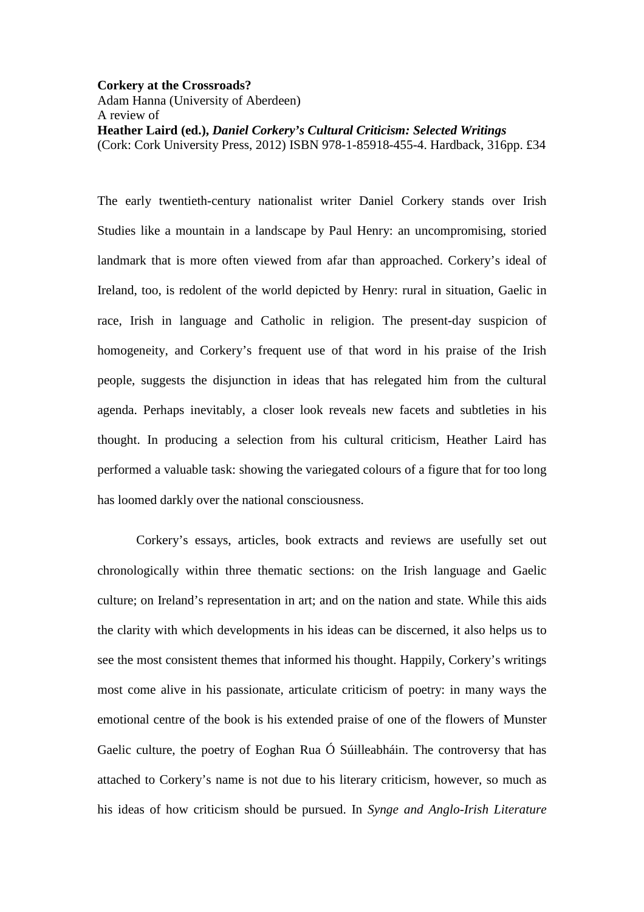**Corkery at the Crossroads?**
Adam Hanna (University of Aberdeen)
A review of
**Heather Laird (ed.), *Daniel Corkery's Cultural Criticism: Selected Writings***
(Cork: Cork University Press, 2012) ISBN 978-1-85918-455-4. Hardback, 316pp. £34

The early twentieth-century nationalist writer Daniel Corkery stands over Irish Studies like a mountain in a landscape by Paul Henry: an uncompromising, storied landmark that is more often viewed from afar than approached. Corkery's ideal of Ireland, too, is redolent of the world depicted by Henry: rural in situation, Gaelic in race, Irish in language and Catholic in religion. The present-day suspicion of homogeneity, and Corkery's frequent use of that word in his praise of the Irish people, suggests the disjunction in ideas that has relegated him from the cultural agenda. Perhaps inevitably, a closer look reveals new facets and subtleties in his thought. In producing a selection from his cultural criticism, Heather Laird has performed a valuable task: showing the variegated colours of a figure that for too long has loomed darkly over the national consciousness.

Corkery's essays, articles, book extracts and reviews are usefully set out chronologically within three thematic sections: on the Irish language and Gaelic culture; on Ireland's representation in art; and on the nation and state. While this aids the clarity with which developments in his ideas can be discerned, it also helps us to see the most consistent themes that informed his thought. Happily, Corkery's writings most come alive in his passionate, articulate criticism of poetry: in many ways the emotional centre of the book is his extended praise of one of the flowers of Munster Gaelic culture, the poetry of Eoghan Rua Ó Súilleabháin. The controversy that has attached to Corkery's name is not due to his literary criticism, however, so much as his ideas of how criticism should be pursued. In *Synge and Anglo-Irish Literature*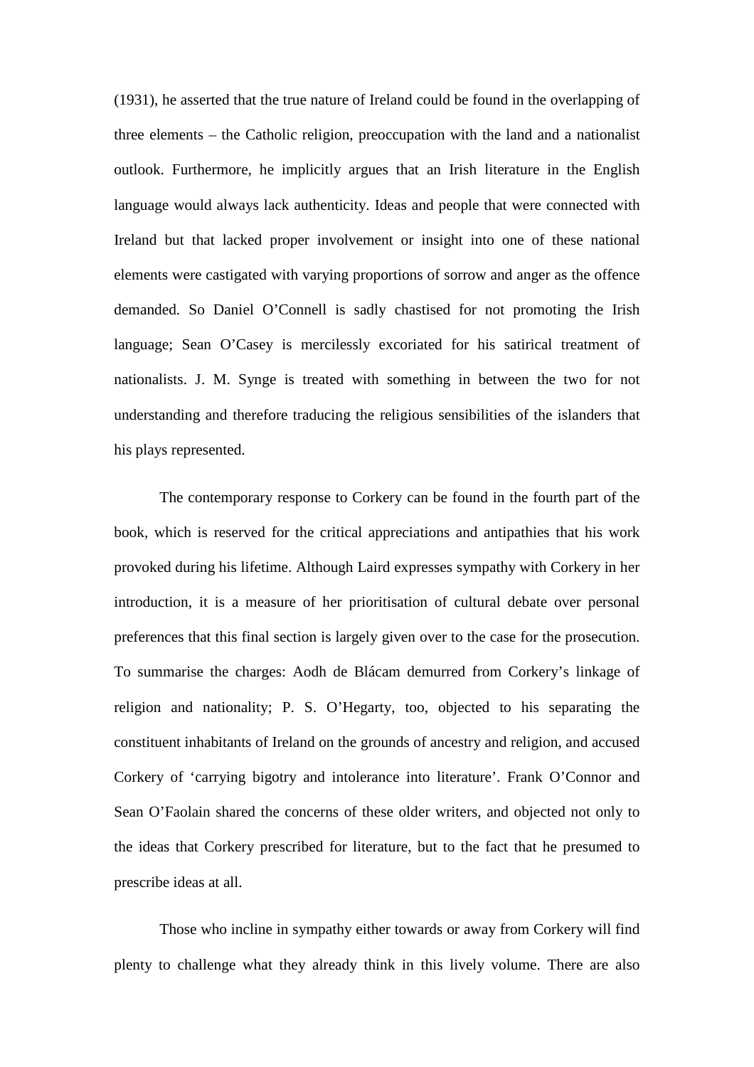(1931), he asserted that the true nature of Ireland could be found in the overlapping of three elements – the Catholic religion, preoccupation with the land and a nationalist outlook. Furthermore, he implicitly argues that an Irish literature in the English language would always lack authenticity. Ideas and people that were connected with Ireland but that lacked proper involvement or insight into one of these national elements were castigated with varying proportions of sorrow and anger as the offence demanded. So Daniel O'Connell is sadly chastised for not promoting the Irish language; Sean O'Casey is mercilessly excoriated for his satirical treatment of nationalists. J. M. Synge is treated with something in between the two for not understanding and therefore traducing the religious sensibilities of the islanders that his plays represented.

The contemporary response to Corkery can be found in the fourth part of the book, which is reserved for the critical appreciations and antipathies that his work provoked during his lifetime. Although Laird expresses sympathy with Corkery in her introduction, it is a measure of her prioritisation of cultural debate over personal preferences that this final section is largely given over to the case for the prosecution. To summarise the charges: Aodh de Blácam demurred from Corkery's linkage of religion and nationality; P. S. O'Hegarty, too, objected to his separating the constituent inhabitants of Ireland on the grounds of ancestry and religion, and accused Corkery of 'carrying bigotry and intolerance into literature'. Frank O'Connor and Sean O'Faolain shared the concerns of these older writers, and objected not only to the ideas that Corkery prescribed for literature, but to the fact that he presumed to prescribe ideas at all.

Those who incline in sympathy either towards or away from Corkery will find plenty to challenge what they already think in this lively volume. There are also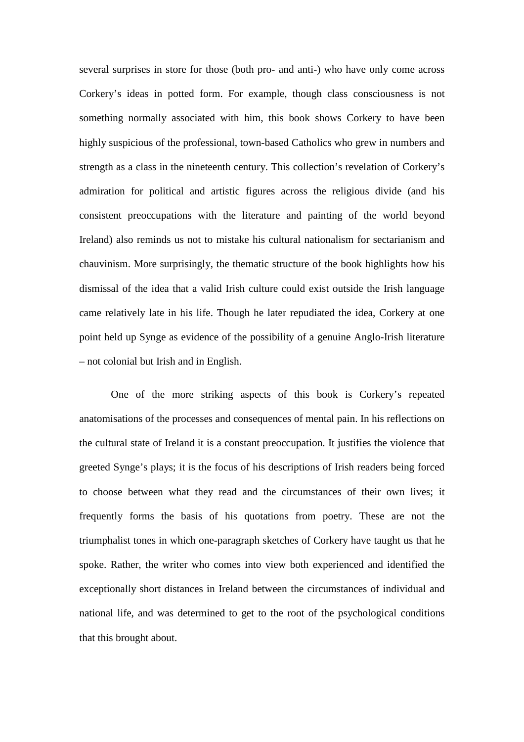several surprises in store for those (both pro- and anti-) who have only come across Corkery's ideas in potted form. For example, though class consciousness is not something normally associated with him, this book shows Corkery to have been highly suspicious of the professional, town-based Catholics who grew in numbers and strength as a class in the nineteenth century. This collection's revelation of Corkery's admiration for political and artistic figures across the religious divide (and his consistent preoccupations with the literature and painting of the world beyond Ireland) also reminds us not to mistake his cultural nationalism for sectarianism and chauvinism. More surprisingly, the thematic structure of the book highlights how his dismissal of the idea that a valid Irish culture could exist outside the Irish language came relatively late in his life. Though he later repudiated the idea, Corkery at one point held up Synge as evidence of the possibility of a genuine Anglo-Irish literature – not colonial but Irish and in English.

One of the more striking aspects of this book is Corkery's repeated anatomisations of the processes and consequences of mental pain. In his reflections on the cultural state of Ireland it is a constant preoccupation. It justifies the violence that greeted Synge's plays; it is the focus of his descriptions of Irish readers being forced to choose between what they read and the circumstances of their own lives; it frequently forms the basis of his quotations from poetry. These are not the triumphalist tones in which one-paragraph sketches of Corkery have taught us that he spoke. Rather, the writer who comes into view both experienced and identified the exceptionally short distances in Ireland between the circumstances of individual and national life, and was determined to get to the root of the psychological conditions that this brought about.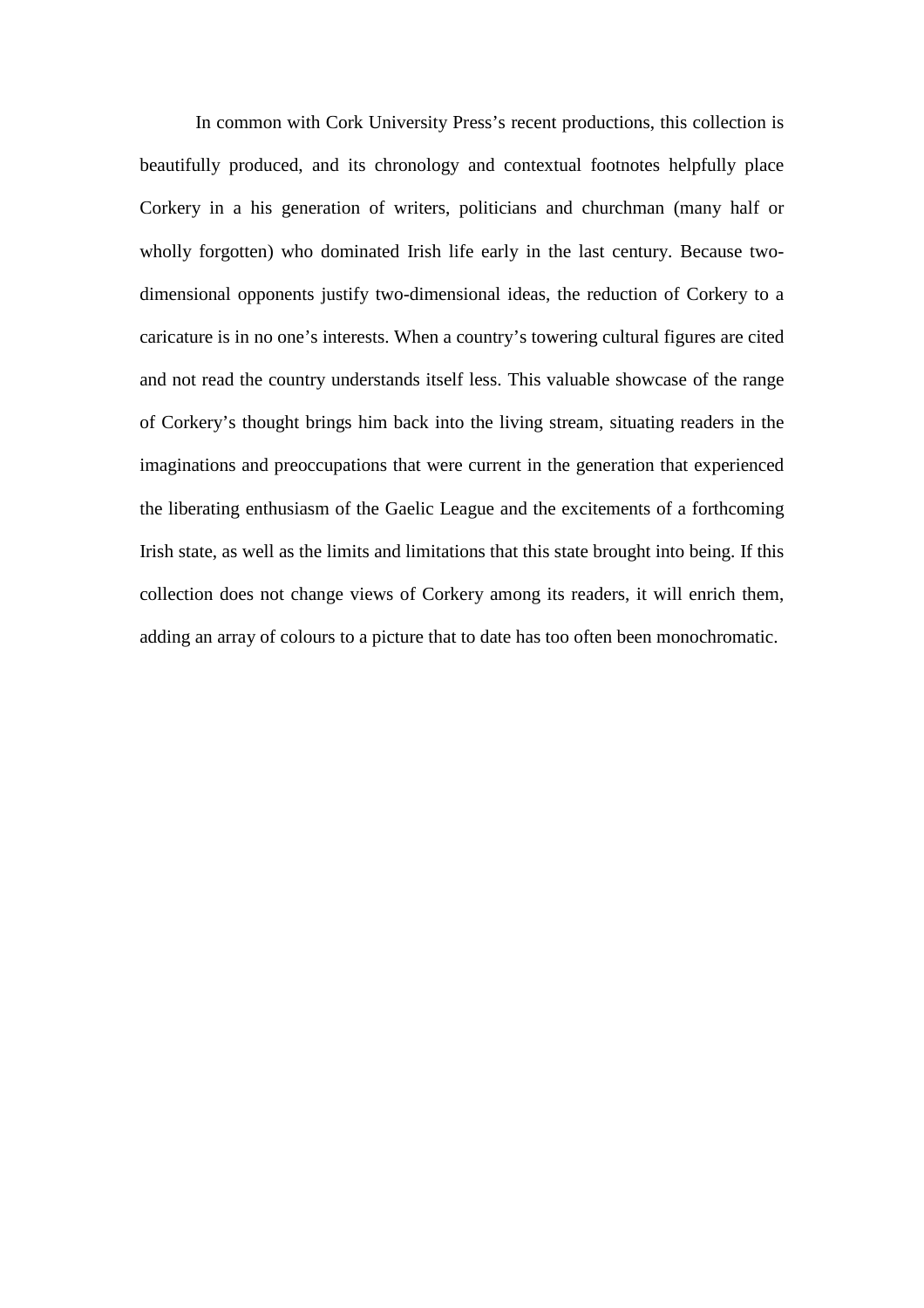In common with Cork University Press's recent productions, this collection is beautifully produced, and its chronology and contextual footnotes helpfully place Corkery in a his generation of writers, politicians and churchman (many half or wholly forgotten) who dominated Irish life early in the last century. Because two-dimensional opponents justify two-dimensional ideas, the reduction of Corkery to a caricature is in no one's interests. When a country's towering cultural figures are cited and not read the country understands itself less. This valuable showcase of the range of Corkery's thought brings him back into the living stream, situating readers in the imaginations and preoccupations that were current in the generation that experienced the liberating enthusiasm of the Gaelic League and the excitements of a forthcoming Irish state, as well as the limits and limitations that this state brought into being. If this collection does not change views of Corkery among its readers, it will enrich them, adding an array of colours to a picture that to date has too often been monochromatic.